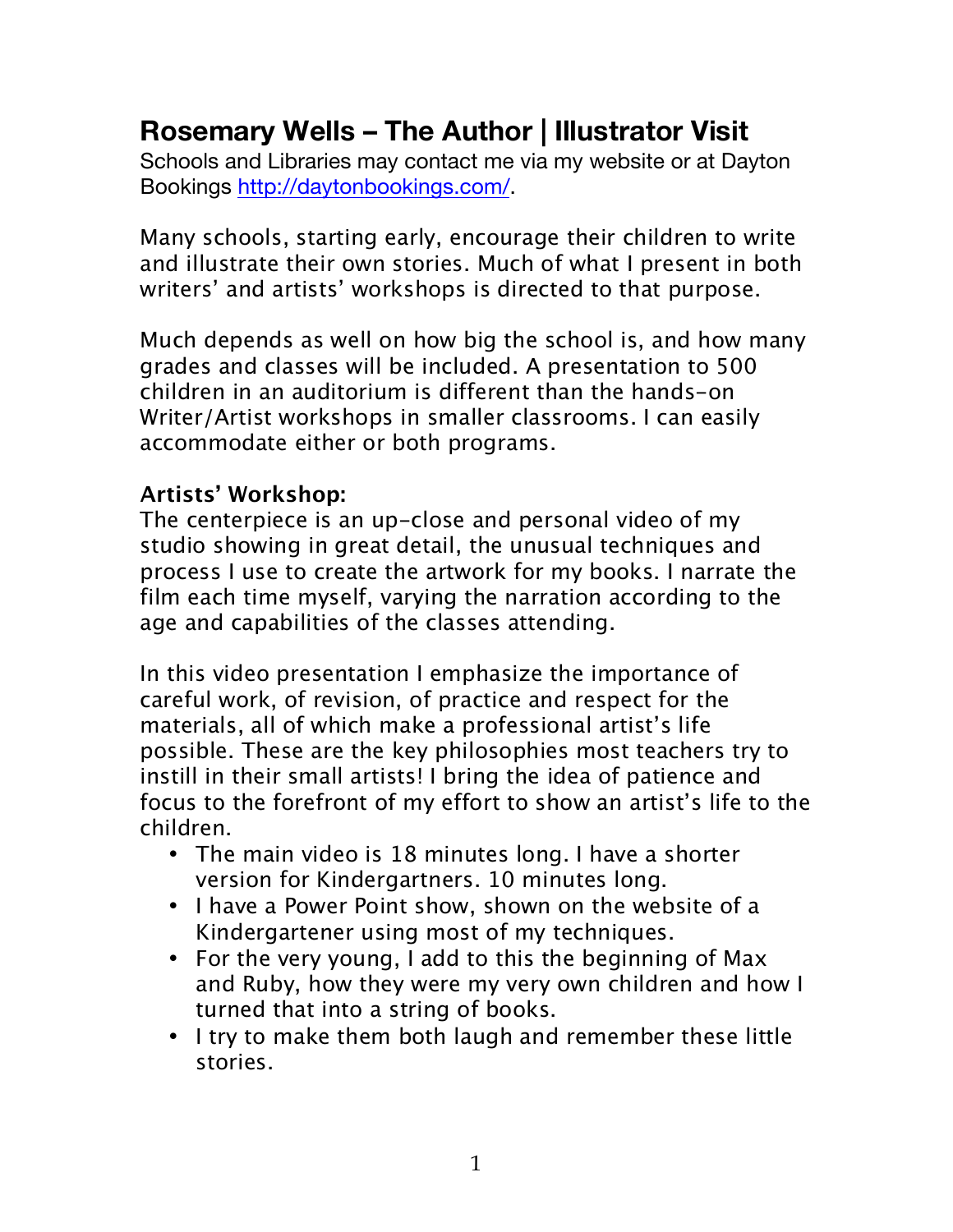# Rosemary Wells – The Author | Illustrator Visit

Schools and Libraries may contact me via my website or at Dayton Bookings [http://daytonbookings.com/](http://daytonbookings.com/).

Many schools, starting early, encourage their children to write and illustrate their own stories. Much of what I present in both writers' and artists' workshops is directed to that purpose.

Much depends as well on how big the school is, and how many grades and classes will be included. A presentation to 500 children in an auditorium is different than the hands-on Writer/Artist workshops in smaller classrooms. I can easily accommodate either or both programs.

**Artists' Workshop:**

The centerpiece is an up-close and personal video of my studio showing in great detail, the unusual techniques and process I use to create the artwork for my books. I narrate the film each time myself, varying the narration according to the age and capabilities of the classes attending.

In this video presentation I emphasize the importance of careful work, of revision, of practice and respect for the materials, all of which make a professional artist's life possible. These are the key philosophies most teachers try to instill in their small artists! I bring the idea of patience and focus to the forefront of my effort to show an artist's life to the children.

- The main video is 18 minutes long. I have a shorter version for Kindergartners. 10 minutes long.
- I have a Power Point show, shown on the website of a Kindergartener using most of my techniques.
- For the very young, I add to this the beginning of Max and Ruby, how they were my very own children and how I turned that into a string of books.
- I try to make them both laugh and remember these little stories.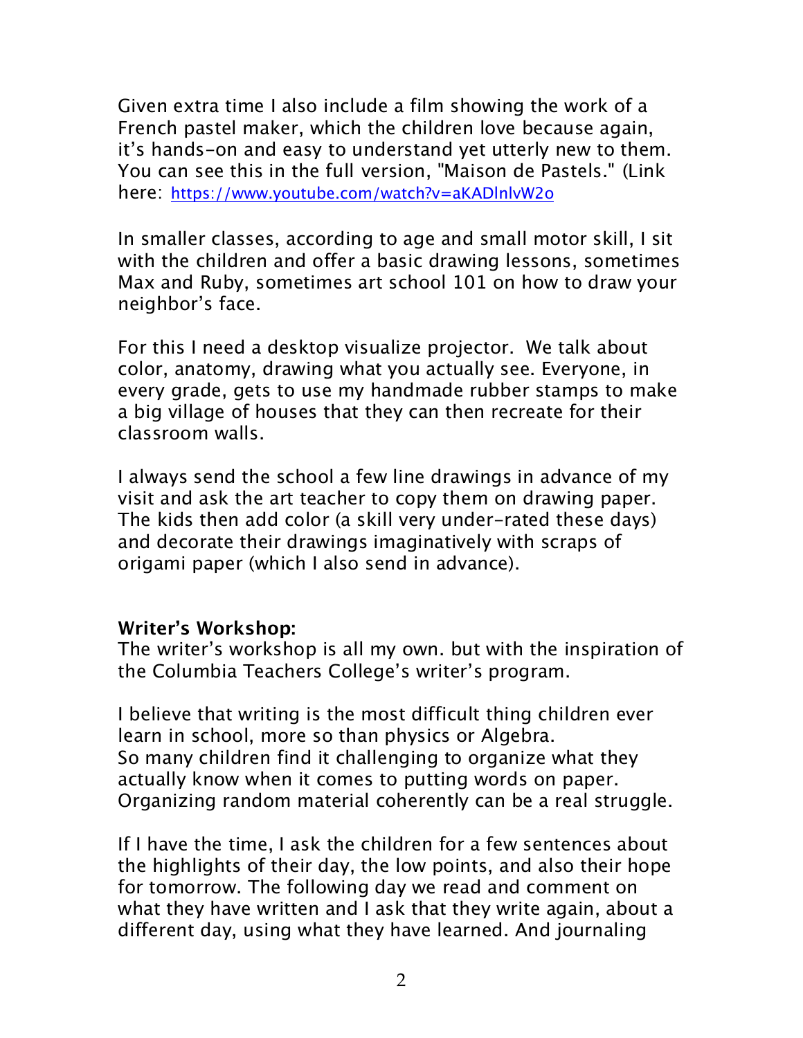Given extra time I also include a film showing the work of a French pastel maker, which the children love because again, it's hands-on and easy to understand yet utterly new to them. You can see this in the full version, "Maison de Pastels." (Link here: https://www.youtube.com/watch?v=aKADlnlvW2o

In smaller classes, according to age and small motor skill, I sit with the children and offer a basic drawing lessons, sometimes Max and Ruby, sometimes art school 101 on how to draw your neighbor's face.

For this I need a desktop visualize projector. We talk about color, anatomy, drawing what you actually see. Everyone, in every grade, gets to use my handmade rubber stamps to make a big village of houses that they can then recreate for their classroom walls.

I always send the school a few line drawings in advance of my visit and ask the art teacher to copy them on drawing paper. The kids then add color (a skill very under-rated these days) and decorate their drawings imaginatively with scraps of origami paper (which I also send in advance).

**Writer's Workshop:**
The writer's workshop is all my own. but with the inspiration of the Columbia Teachers College's writer's program.

I believe that writing is the most difficult thing children ever learn in school, more so than physics or Algebra.
So many children find it challenging to organize what they actually know when it comes to putting words on paper. Organizing random material coherently can be a real struggle.

If I have the time, I ask the children for a few sentences about the highlights of their day, the low points, and also their hope for tomorrow. The following day we read and comment on what they have written and I ask that they write again, about a different day, using what they have learned. And journaling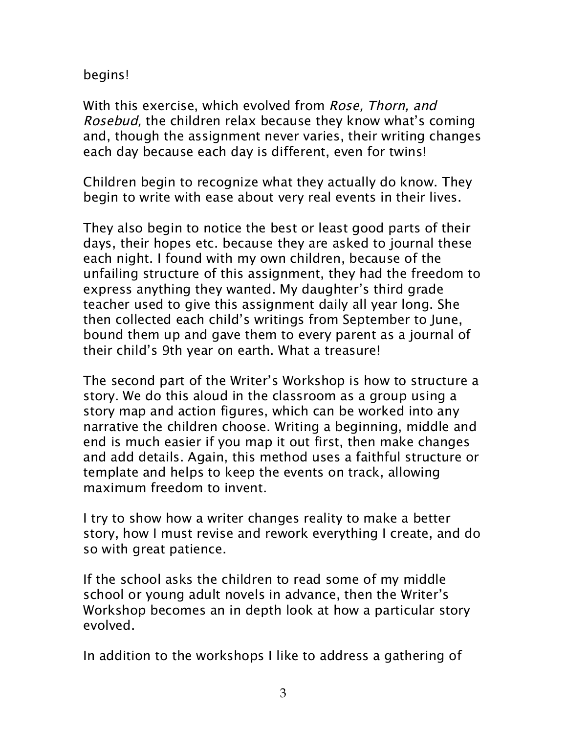begins!

With this exercise, which evolved from *Rose, Thorn, and Rosebud,* the children relax because they know what's coming and, though the assignment never varies, their writing changes each day because each day is different, even for twins!

Children begin to recognize what they actually do know. They begin to write with ease about very real events in their lives.

They also begin to notice the best or least good parts of their days, their hopes etc. because they are asked to journal these each night. I found with my own children, because of the unfailing structure of this assignment, they had the freedom to express anything they wanted. My daughter's third grade teacher used to give this assignment daily all year long. She then collected each child's writings from September to June, bound them up and gave them to every parent as a journal of their child's 9th year on earth. What a treasure!

The second part of the Writer's Workshop is how to structure a story. We do this aloud in the classroom as a group using a story map and action figures, which can be worked into any narrative the children choose. Writing a beginning, middle and end is much easier if you map it out first, then make changes and add details. Again, this method uses a faithful structure or template and helps to keep the events on track, allowing maximum freedom to invent.

I try to show how a writer changes reality to make a better story, how I must revise and rework everything I create, and do so with great patience.

If the school asks the children to read some of my middle school or young adult novels in advance, then the Writer's Workshop becomes an in depth look at how a particular story evolved.

In addition to the workshops I like to address a gathering of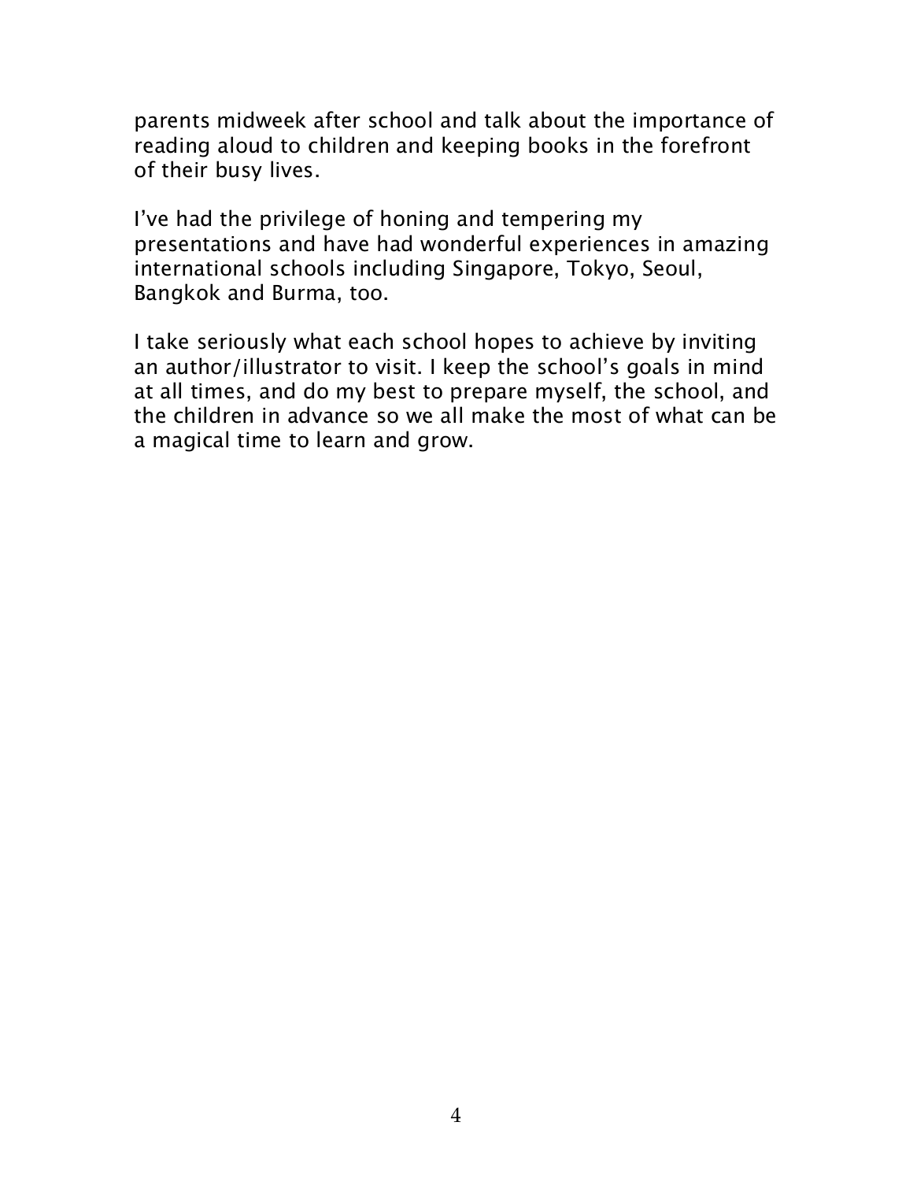parents midweek after school and talk about the importance of reading aloud to children and keeping books in the forefront of their busy lives.

I've had the privilege of honing and tempering my presentations and have had wonderful experiences in amazing international schools including Singapore, Tokyo, Seoul, Bangkok and Burma, too.

I take seriously what each school hopes to achieve by inviting an author/illustrator to visit. I keep the school's goals in mind at all times, and do my best to prepare myself, the school, and the children in advance so we all make the most of what can be a magical time to learn and grow.